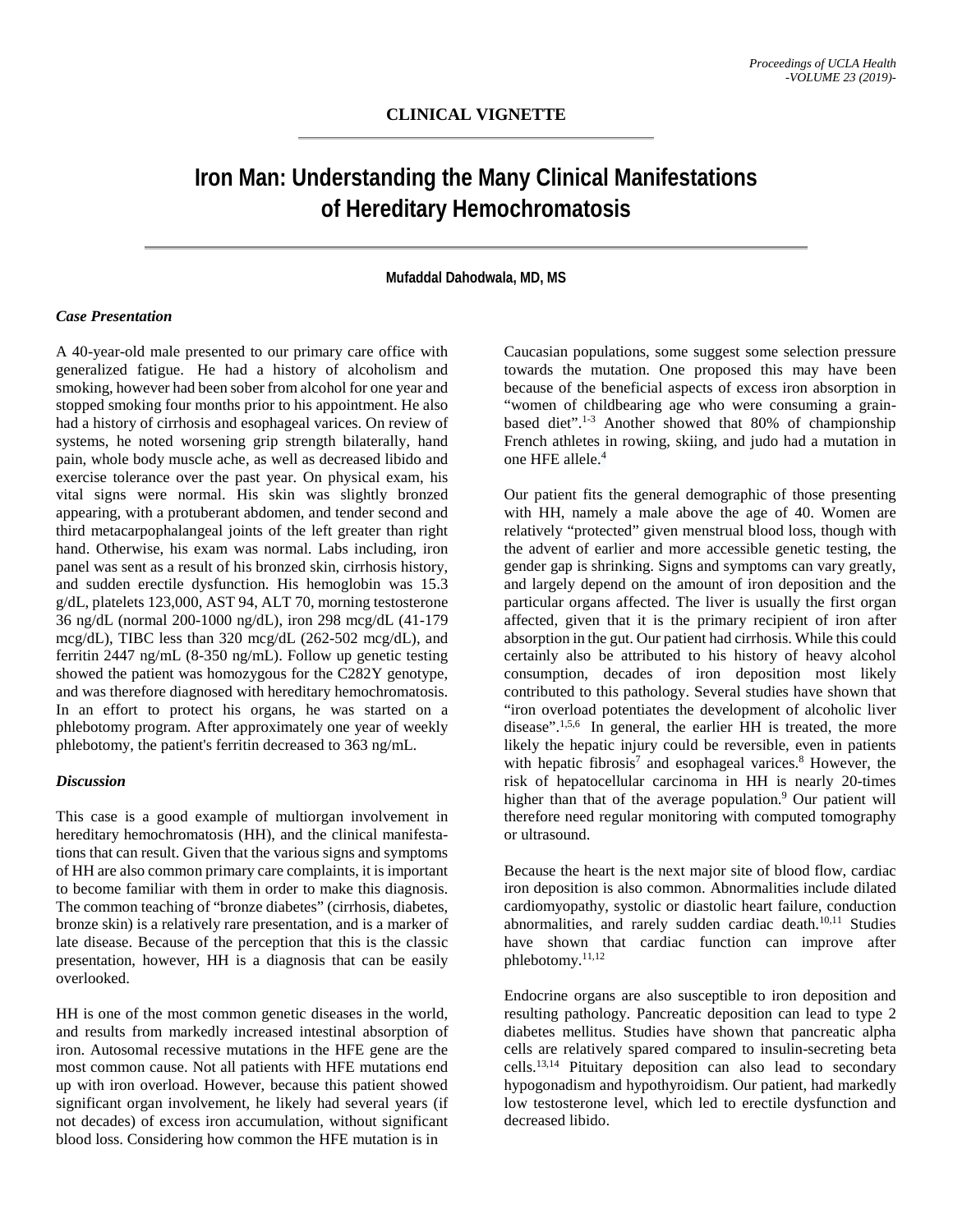## CLINICAL VIGNETTE

# Iron Man: Understanding the Many Clinical Manifestations of Hereditary Hemochromatosis

**Mufaddal Dahodwala, MD, MS**

### *Case Presentation*

A 40-year-old male presented to our primary care office with generalized fatigue. He had a history of alcoholism and smoking, however had been sober from alcohol for one year and stopped smoking four months prior to his appointment. He also had a history of cirrhosis and esophageal varices. On review of systems, he noted worsening grip strength bilaterally, hand pain, whole body muscle ache, as well as decreased libido and exercise tolerance over the past year. On physical exam, his vital signs were normal. His skin was slightly bronzed appearing, with a protuberant abdomen, and tender second and third metacarpophalangeal joints of the left greater than right hand. Otherwise, his exam was normal. Labs including, iron panel was sent as a result of his bronzed skin, cirrhosis history, and sudden erectile dysfunction. His hemoglobin was 15.3 g/dL, platelets 123,000, AST 94, ALT 70, morning testosterone 36 ng/dL (normal 200-1000 ng/dL), iron 298 mcg/dL (41-179 mcg/dL), TIBC less than 320 mcg/dL (262-502 mcg/dL), and ferritin 2447 ng/mL (8-350 ng/mL). Follow up genetic testing showed the patient was homozygous for the C282Y genotype, and was therefore diagnosed with hereditary hemochromatosis. In an effort to protect his organs, he was started on a phlebotomy program. After approximately one year of weekly phlebotomy, the patient's ferritin decreased to 363 ng/mL.

### *Discussion*

This case is a good example of multiorgan involvement in hereditary hemochromatosis (HH), and the clinical manifestations that can result. Given that the various signs and symptoms of HH are also common primary care complaints, it is important to become familiar with them in order to make this diagnosis. The common teaching of "bronze diabetes" (cirrhosis, diabetes, bronze skin) is a relatively rare presentation, and is a marker of late disease. Because of the perception that this is the classic presentation, however, HH is a diagnosis that can be easily overlooked.

HH is one of the most common genetic diseases in the world, and results from markedly increased intestinal absorption of iron. Autosomal recessive mutations in the HFE gene are the most common cause. Not all patients with HFE mutations end up with iron overload. However, because this patient showed significant organ involvement, he likely had several years (if not decades) of excess iron accumulation, without significant blood loss. Considering how common the HFE mutation is in Caucasian populations, some suggest some selection pressure towards the mutation. One proposed this may have been because of the beneficial aspects of excess iron absorption in "women of childbearing age who were consuming a grain-based diet".[1-3] Another showed that 80% of championship French athletes in rowing, skiing, and judo had a mutation in one HFE allele.[4]

Our patient fits the general demographic of those presenting with HH, namely a male above the age of 40. Women are relatively "protected" given menstrual blood loss, though with the advent of earlier and more accessible genetic testing, the gender gap is shrinking. Signs and symptoms can vary greatly, and largely depend on the amount of iron deposition and the particular organs affected. The liver is usually the first organ affected, given that it is the primary recipient of iron after absorption in the gut. Our patient had cirrhosis. While this could certainly also be attributed to his history of heavy alcohol consumption, decades of iron deposition most likely contributed to this pathology. Several studies have shown that "iron overload potentiates the development of alcoholic liver disease".[1,5,6] In general, the earlier HH is treated, the more likely the hepatic injury could be reversible, even in patients with hepatic fibrosis[7] and esophageal varices.[8] However, the risk of hepatocellular carcinoma in HH is nearly 20-times higher than that of the average population.[9] Our patient will therefore need regular monitoring with computed tomography or ultrasound.

Because the heart is the next major site of blood flow, cardiac iron deposition is also common. Abnormalities include dilated cardiomyopathy, systolic or diastolic heart failure, conduction abnormalities, and rarely sudden cardiac death.[10,11] Studies have shown that cardiac function can improve after phlebotomy.[11,12]

Endocrine organs are also susceptible to iron deposition and resulting pathology. Pancreatic deposition can lead to type 2 diabetes mellitus. Studies have shown that pancreatic alpha cells are relatively spared compared to insulin-secreting beta cells.[13,14] Pituitary deposition can also lead to secondary hypogonadism and hypothyroidism. Our patient, had markedly low testosterone level, which led to erectile dysfunction and decreased libido.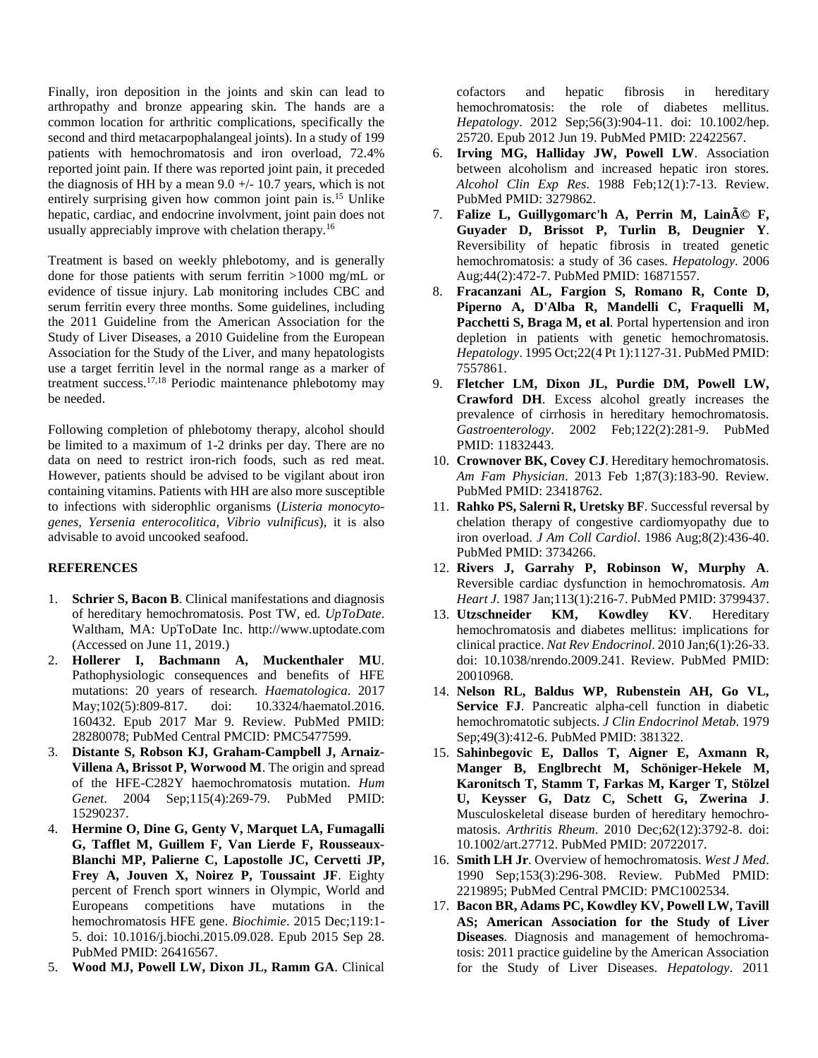Finally, iron deposition in the joints and skin can lead to arthropathy and bronze appearing skin. The hands are a common location for arthritic complications, specifically the second and third metacarpophalangeal joints). In a study of 199 patients with hemochromatosis and iron overload, 72.4% reported joint pain. If there was reported joint pain, it preceded the diagnosis of HH by a mean 9.0 +/- 10.7 years, which is not entirely surprising given how common joint pain is.[15] Unlike hepatic, cardiac, and endocrine involvment, joint pain does not usually appreciably improve with chelation therapy.[16]

Treatment is based on weekly phlebotomy, and is generally done for those patients with serum ferritin >1000 mg/mL or evidence of tissue injury. Lab monitoring includes CBC and serum ferritin every three months. Some guidelines, including the 2011 Guideline from the American Association for the Study of Liver Diseases, a 2010 Guideline from the European Association for the Study of the Liver, and many hepatologists use a target ferritin level in the normal range as a marker of treatment success.[17,18] Periodic maintenance phlebotomy may be needed.

Following completion of phlebotomy therapy, alcohol should be limited to a maximum of 1-2 drinks per day. There are no data on need to restrict iron-rich foods, such as red meat. However, patients should be advised to be vigilant about iron containing vitamins. Patients with HH are also more susceptible to infections with siderophlic organisms (*Listeria monocytogenes, Yersenia enterocolitica, Vibrio vulnificus*), it is also advisable to avoid uncooked seafood.

## REFERENCES

1. **Schrier S, Bacon B**. Clinical manifestations and diagnosis of hereditary hemochromatosis. Post TW, ed. *UpToDate*. Waltham, MA: UpToDate Inc. http://www.uptodate.com (Accessed on June 11, 2019.)
2. **Hollerer I, Bachmann A, Muckenthaler MU**. Pathophysiologic consequences and benefits of HFE mutations: 20 years of research. *Haematologica*. 2017 May;102(5):809-817. doi: 10.3324/haematol.2016.160432. Epub 2017 Mar 9. Review. PubMed PMID: 28280078; PubMed Central PMCID: PMC5477599.
3. **Distante S, Robson KJ, Graham-Campbell J, Arnaiz-Villena A, Brissot P, Worwood M**. The origin and spread of the HFE-C282Y haemochromatosis mutation. *Hum Genet*. 2004 Sep;115(4):269-79. PubMed PMID: 15290237.
4. **Hermine O, Dine G, Genty V, Marquet LA, Fumagalli G, Tafflet M, Guillem F, Van Lierde F, Rousseaux-Blanchi MP, Palierne C, Lapostolle JC, Cervetti JP, Frey A, Jouven X, Noirez P, Toussaint JF**. Eighty percent of French sport winners in Olympic, World and Europeans competitions have mutations in the hemochromatosis HFE gene. *Biochimie*. 2015 Dec;119:1-5. doi: 10.1016/j.biochi.2015.09.028. Epub 2015 Sep 28. PubMed PMID: 26416567.
5. **Wood MJ, Powell LW, Dixon JL, Ramm GA**. Clinical cofactors and hepatic fibrosis in hereditary hemochromatosis: the role of diabetes mellitus. *Hepatology*. 2012 Sep;56(3):904-11. doi: 10.1002/hep.25720. Epub 2012 Jun 19. PubMed PMID: 22422567.
6. **Irving MG, Halliday JW, Powell LW**. Association between alcoholism and increased hepatic iron stores. *Alcohol Clin Exp Res*. 1988 Feb;12(1):7-13. Review. PubMed PMID: 3279862.
7. **Falize L, Guillygomarc'h A, Perrin M, LainÃ© F, Guyader D, Brissot P, Turlin B, Deugnier Y**. Reversibility of hepatic fibrosis in treated genetic hemochromatosis: a study of 36 cases. *Hepatology*. 2006 Aug;44(2):472-7. PubMed PMID: 16871557.
8. **Fracanzani AL, Fargion S, Romano R, Conte D, Piperno A, D'Alba R, Mandelli C, Fraquelli M, Pacchetti S, Braga M, et al**. Portal hypertension and iron depletion in patients with genetic hemochromatosis. *Hepatology*. 1995 Oct;22(4 Pt 1):1127-31. PubMed PMID: 7557861.
9. **Fletcher LM, Dixon JL, Purdie DM, Powell LW, Crawford DH**. Excess alcohol greatly increases the prevalence of cirrhosis in hereditary hemochromatosis. *Gastroenterology*. 2002 Feb;122(2):281-9. PubMed PMID: 11832443.
10. **Crownover BK, Covey CJ**. Hereditary hemochromatosis. *Am Fam Physician*. 2013 Feb 1;87(3):183-90. Review. PubMed PMID: 23418762.
11. **Rahko PS, Salerni R, Uretsky BF**. Successful reversal by chelation therapy of congestive cardiomyopathy due to iron overload. *J Am Coll Cardiol*. 1986 Aug;8(2):436-40. PubMed PMID: 3734266.
12. **Rivers J, Garrahy P, Robinson W, Murphy A**. Reversible cardiac dysfunction in hemochromatosis. *Am Heart J*. 1987 Jan;113(1):216-7. PubMed PMID: 3799437.
13. **Utzschneider KM, Kowdley KV**. Hereditary hemochromatosis and diabetes mellitus: implications for clinical practice. *Nat Rev Endocrinol*. 2010 Jan;6(1):26-33. doi: 10.1038/nrendo.2009.241. Review. PubMed PMID: 20010968.
14. **Nelson RL, Baldus WP, Rubenstein AH, Go VL, Service FJ**. Pancreatic alpha-cell function in diabetic hemochromatotic subjects. *J Clin Endocrinol Metab*. 1979 Sep;49(3):412-6. PubMed PMID: 381322.
15. **Sahinbegovic E, Dallos T, Aigner E, Axmann R, Manger B, Englbrecht M, Schöniger-Hekele M, Karonitsch T, Stamm T, Farkas M, Karger T, Stölzel U, Keysser G, Datz C, Schett G, Zwerina J**. Musculoskeletal disease burden of hereditary hemochromatosis. *Arthritis Rheum*. 2010 Dec;62(12):3792-8. doi: 10.1002/art.27712. PubMed PMID: 20722017.
16. **Smith LH Jr**. Overview of hemochromatosis. *West J Med*. 1990 Sep;153(3):296-308. Review. PubMed PMID: 2219895; PubMed Central PMCID: PMC1002534.
17. **Bacon BR, Adams PC, Kowdley KV, Powell LW, Tavill AS; American Association for the Study of Liver Diseases**. Diagnosis and management of hemochromatosis: 2011 practice guideline by the American Association for the Study of Liver Diseases. *Hepatology*. 2011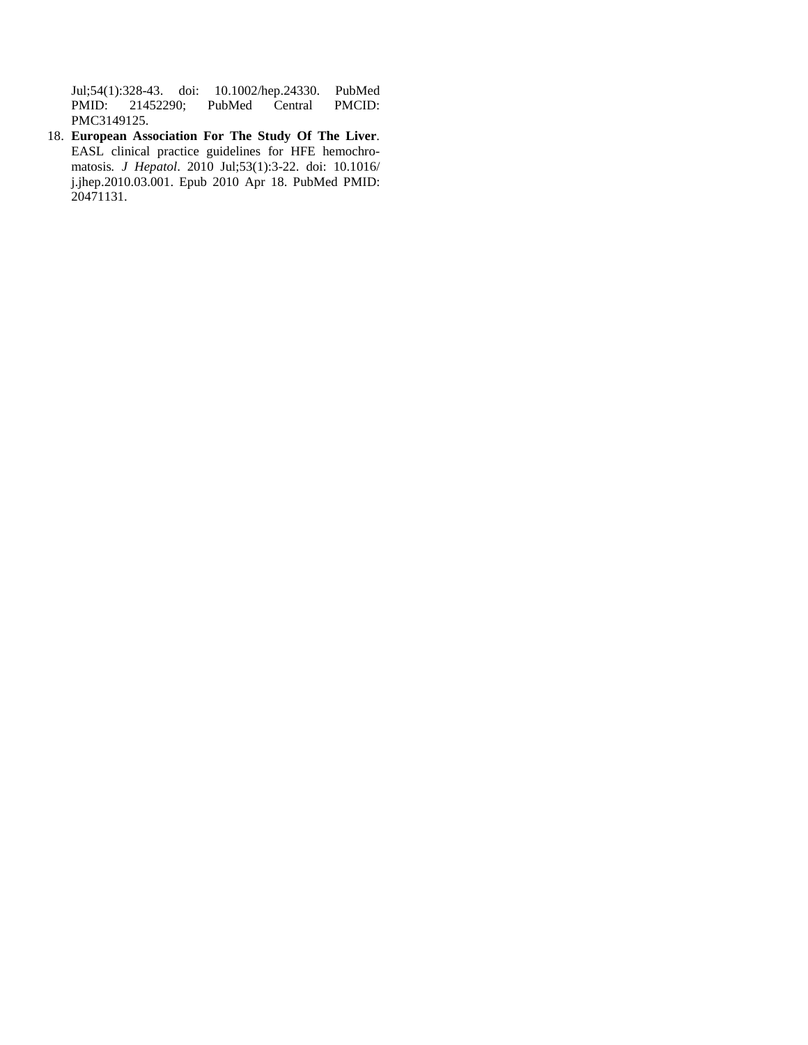Jul;54(1):328-43. doi: 10.1002/hep.24330. PubMed PMID: 21452290; PubMed Central PMCID: PMC3149125.

18. **European Association For The Study Of The Liver**. EASL clinical practice guidelines for HFE hemochromatosis. *J Hepatol*. 2010 Jul;53(1):3-22. doi: 10.1016/j.jhep.2010.03.001. Epub 2010 Apr 18. PubMed PMID: 20471131.